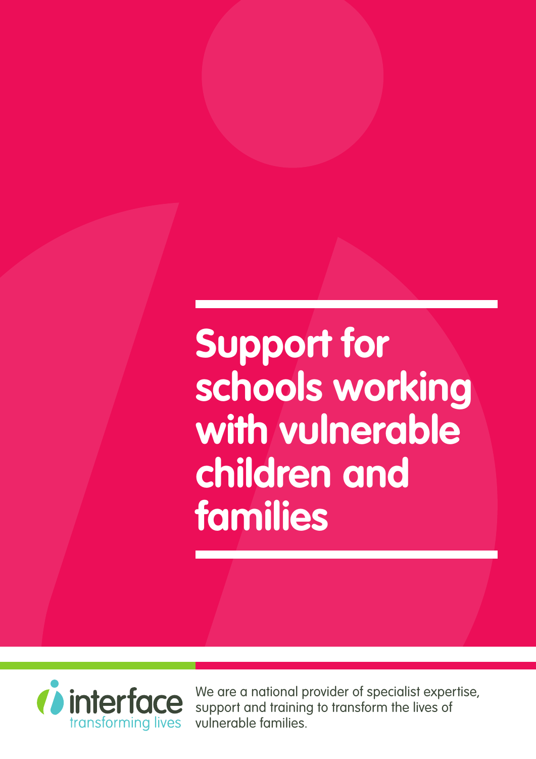# Support for schools working with vulnerable children and families

interface
transforming lives

We are a national provider of specialist expertise, support and training to transform the lives of vulnerable families.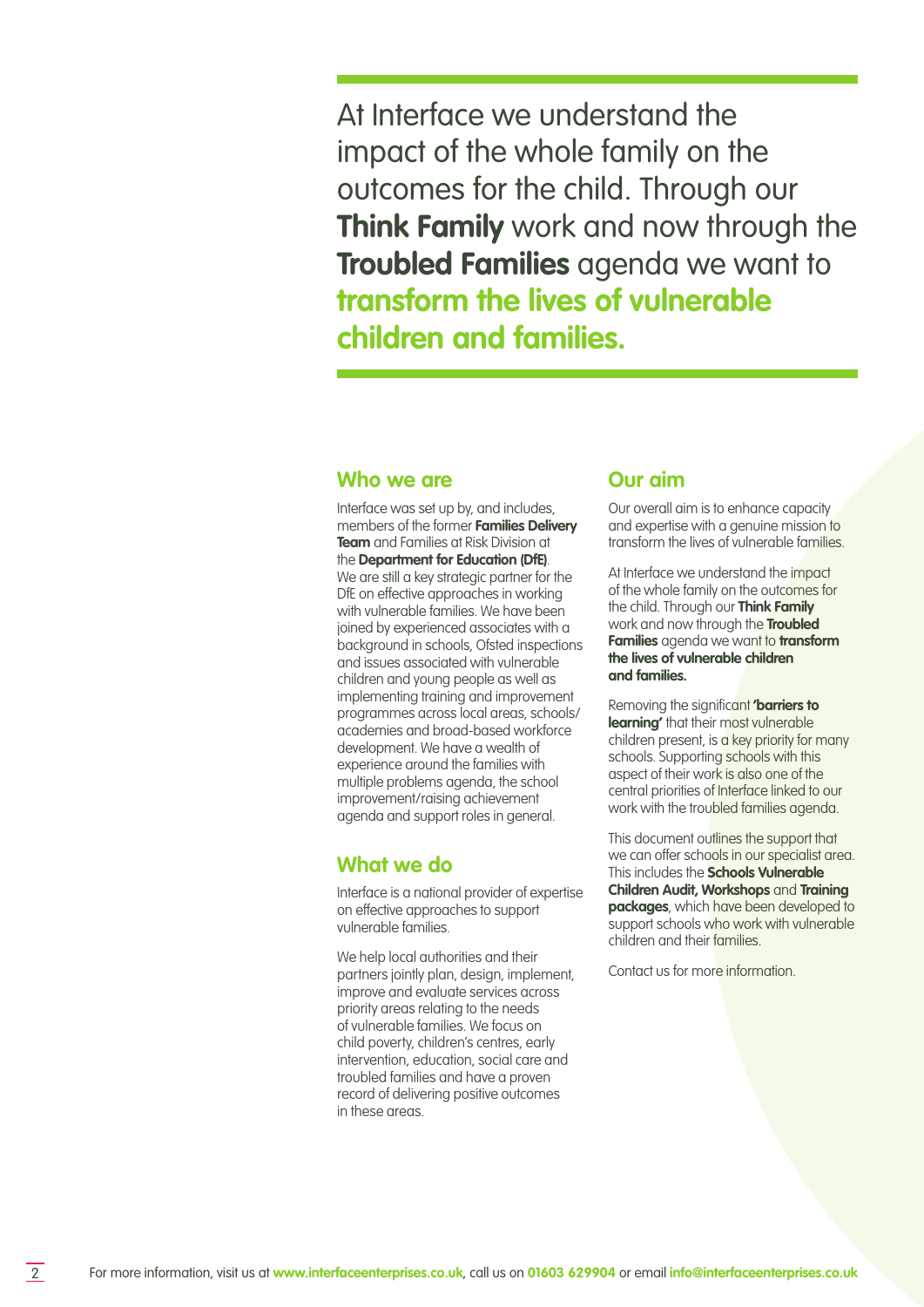At Interface we understand the impact of the whole family on the outcomes for the child. Through our **Think Family** work and now through the **Troubled Families** agenda we want to **transform the lives of vulnerable children and families.**

## Who we are

Interface was set up by, and includes, members of the former **Families Delivery Team** and Families at Risk Division at the **Department for Education (DfE)**. We are still a key strategic partner for the DfE on effective approaches in working with vulnerable families. We have been joined by experienced associates with a background in schools, Ofsted inspections and issues associated with vulnerable children and young people as well as implementing training and improvement programmes across local areas, schools/ academies and broad-based workforce development. We have a wealth of experience around the families with multiple problems agenda, the school improvement/raising achievement agenda and support roles in general.

## What we do

Interface is a national provider of expertise on effective approaches to support vulnerable families.

We help local authorities and their partners jointly plan, design, implement, improve and evaluate services across priority areas relating to the needs of vulnerable families. We focus on child poverty, children's centres, early intervention, education, social care and troubled families and have a proven record of delivering positive outcomes in these areas.

## Our aim

Our overall aim is to enhance capacity and expertise with a genuine mission to transform the lives of vulnerable families.

At Interface we understand the impact of the whole family on the outcomes for the child. Through our **Think Family** work and now through the **Troubled Families** agenda we want to **transform the lives of vulnerable children and families.**

Removing the significant **'barriers to learning'** that their most vulnerable children present, is a key priority for many schools. Supporting schools with this aspect of their work is also one of the central priorities of Interface linked to our work with the troubled families agenda.

This document outlines the support that we can offer schools in our specialist area. This includes the **Schools Vulnerable Children Audit, Workshops** and **Training packages**, which have been developed to support schools who work with vulnerable children and their families.

Contact us for more information.

For more information, visit us at **www.interfaceenterprises.co.uk**, call us on **01603 629904** or email **info@interfaceenterprises.co.uk**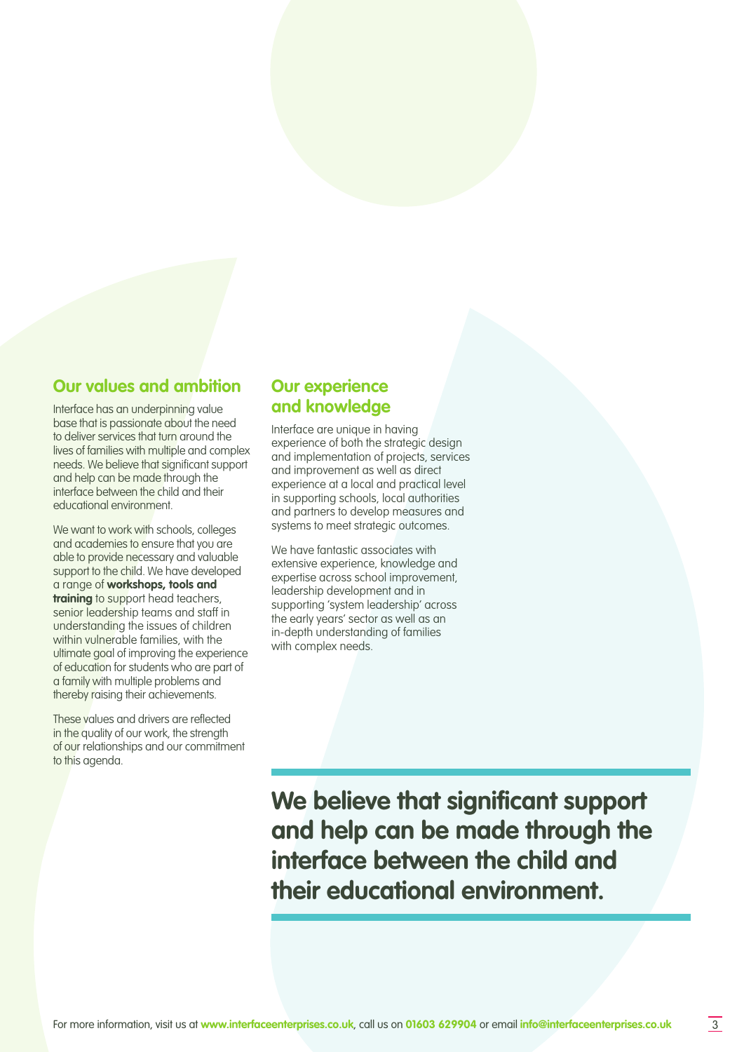## Our values and ambition

Interface has an underpinning value base that is passionate about the need to deliver services that turn around the lives of families with multiple and complex needs. We believe that significant support and help can be made through the interface between the child and their educational environment.

We want to work with schools, colleges and academies to ensure that you are able to provide necessary and valuable support to the child. We have developed a range of **workshops, tools and training** to support head teachers, senior leadership teams and staff in understanding the issues of children within vulnerable families, with the ultimate goal of improving the experience of education for students who are part of a family with multiple problems and thereby raising their achievements.

These values and drivers are reflected in the quality of our work, the strength of our relationships and our commitment to this agenda.

## Our experience and knowledge

Interface are unique in having experience of both the strategic design and implementation of projects, services and improvement as well as direct experience at a local and practical level in supporting schools, local authorities and partners to develop measures and systems to meet strategic outcomes.

We have fantastic associates with extensive experience, knowledge and expertise across school improvement, leadership development and in supporting 'system leadership' across the early years' sector as well as an in-depth understanding of families with complex needs.

**We believe that significant support and help can be made through the interface between the child and their educational environment.**

For more information, visit us at **www.interfaceenterprises.co.uk**, call us on **01603 629904** or email **info@interfaceenterprises.co.uk**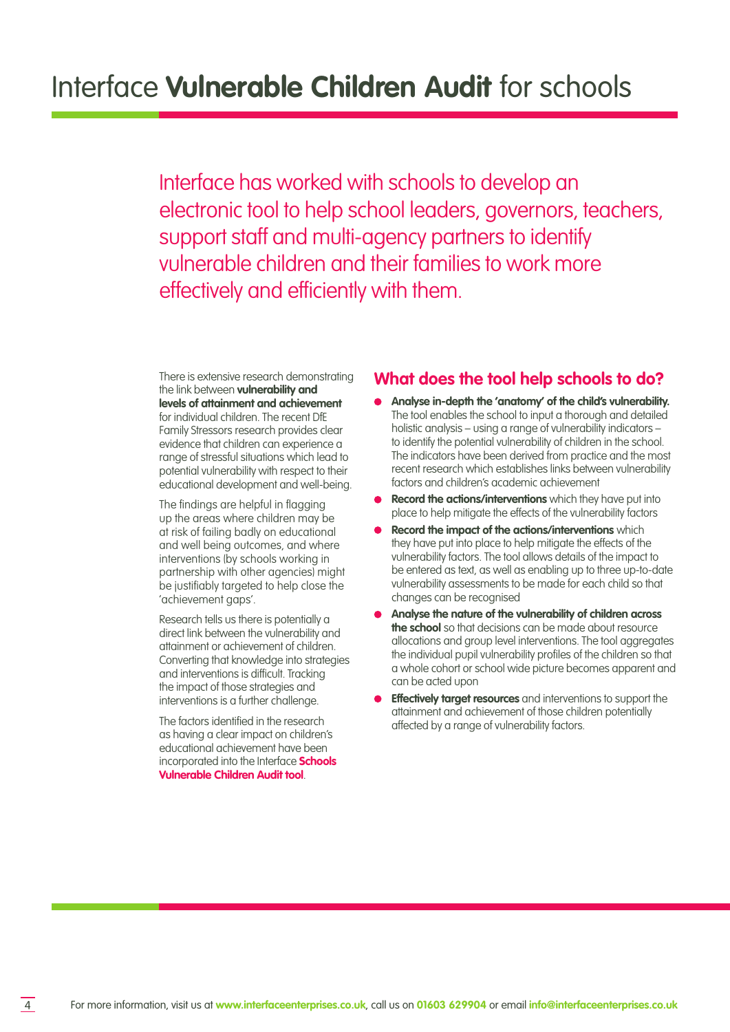# Interface **Vulnerable Children Audit** for schools

Interface has worked with schools to develop an electronic tool to help school leaders, governors, teachers, support staff and multi-agency partners to identify vulnerable children and their families to work more effectively and efficiently with them.

There is extensive research demonstrating the link between **vulnerability and levels of attainment and achievement** for individual children. The recent DfE Family Stressors research provides clear evidence that children can experience a range of stressful situations which lead to potential vulnerability with respect to their educational development and well-being.

The findings are helpful in flagging up the areas where children may be at risk of failing badly on educational and well being outcomes, and where interventions (by schools working in partnership with other agencies) might be justifiably targeted to help close the 'achievement gaps'.

Research tells us there is potentially a direct link between the vulnerability and attainment or achievement of children. Converting that knowledge into strategies and interventions is difficult. Tracking the impact of those strategies and interventions is a further challenge.

The factors identified in the research as having a clear impact on children's educational achievement have been incorporated into the Interface **Schools Vulnerable Children Audit tool**.

## What does the tool help schools to do?

- **Analyse in-depth the 'anatomy' of the child's vulnerability.** The tool enables the school to input a thorough and detailed holistic analysis – using a range of vulnerability indicators – to identify the potential vulnerability of children in the school. The indicators have been derived from practice and the most recent research which establishes links between vulnerability factors and children's academic achievement
- **Record the actions/interventions** which they have put into place to help mitigate the effects of the vulnerability factors
- **Record the impact of the actions/interventions** which they have put into place to help mitigate the effects of the vulnerability factors. The tool allows details of the impact to be entered as text, as well as enabling up to three up-to-date vulnerability assessments to be made for each child so that changes can be recognised
- **Analyse the nature of the vulnerability of children across the school** so that decisions can be made about resource allocations and group level interventions. The tool aggregates the individual pupil vulnerability profiles of the children so that a whole cohort or school wide picture becomes apparent and can be acted upon
- **Effectively target resources** and interventions to support the attainment and achievement of those children potentially affected by a range of vulnerability factors.

For more information, visit us at **www.interfaceenterprises.co.uk**, call us on **01603 629904** or email **info@interfaceenterprises.co.uk**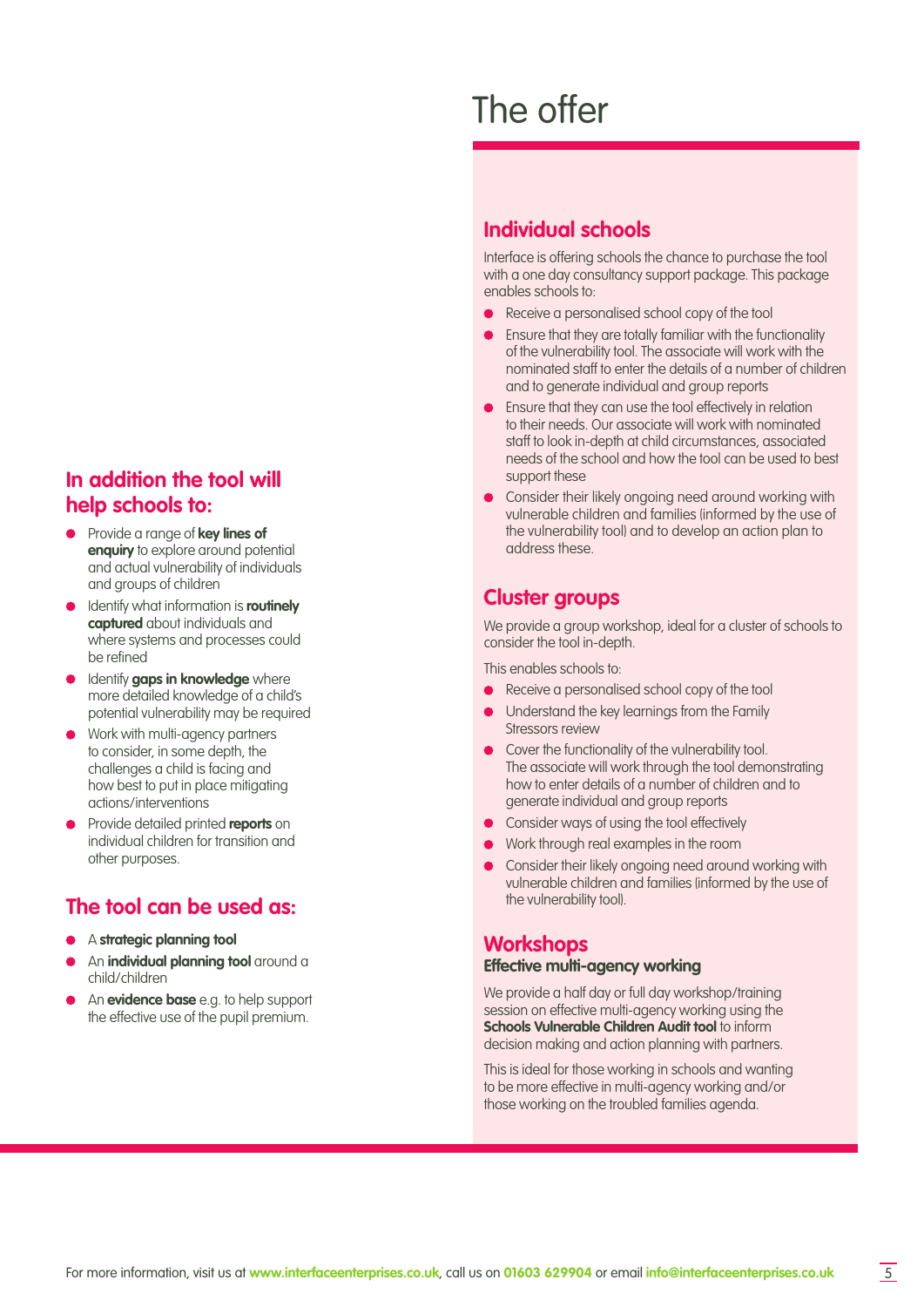# The offer

## In addition the tool will help schools to:

- Provide a range of **key lines of enquiry** to explore around potential and actual vulnerability of individuals and groups of children
- Identify what information is **routinely captured** about individuals and where systems and processes could be refined
- Identify **gaps in knowledge** where more detailed knowledge of a child's potential vulnerability may be required
- Work with multi-agency partners to consider, in some depth, the challenges a child is facing and how best to put in place mitigating actions/interventions
- Provide detailed printed **reports** on individual children for transition and other purposes.

## The tool can be used as:

- A **strategic planning tool**
- An **individual planning tool** around a child/children
- An **evidence base** e.g. to help support the effective use of the pupil premium.

## Individual schools

Interface is offering schools the chance to purchase the tool with a one day consultancy support package. This package enables schools to:

- Receive a personalised school copy of the tool
- Ensure that they are totally familiar with the functionality of the vulnerability tool. The associate will work with the nominated staff to enter the details of a number of children and to generate individual and group reports
- Ensure that they can use the tool effectively in relation to their needs. Our associate will work with nominated staff to look in-depth at child circumstances, associated needs of the school and how the tool can be used to best support these
- Consider their likely ongoing need around working with vulnerable children and families (informed by the use of the vulnerability tool) and to develop an action plan to address these.

## Cluster groups

We provide a group workshop, ideal for a cluster of schools to consider the tool in-depth.

This enables schools to:

- Receive a personalised school copy of the tool
- Understand the key learnings from the Family Stressors review
- Cover the functionality of the vulnerability tool. The associate will work through the tool demonstrating how to enter details of a number of children and to generate individual and group reports
- Consider ways of using the tool effectively
- Work through real examples in the room
- Consider their likely ongoing need around working with vulnerable children and families (informed by the use of the vulnerability tool).

## Workshops

### Effective multi-agency working

We provide a half day or full day workshop/training session on effective multi-agency working using the **Schools Vulnerable Children Audit tool** to inform decision making and action planning with partners.

This is ideal for those working in schools and wanting to be more effective in multi-agency working and/or those working on the troubled families agenda.

For more information, visit us at **www.interfaceenterprises.co.uk**, call us on **01603 629904** or email **info@interfaceenterprises.co.uk**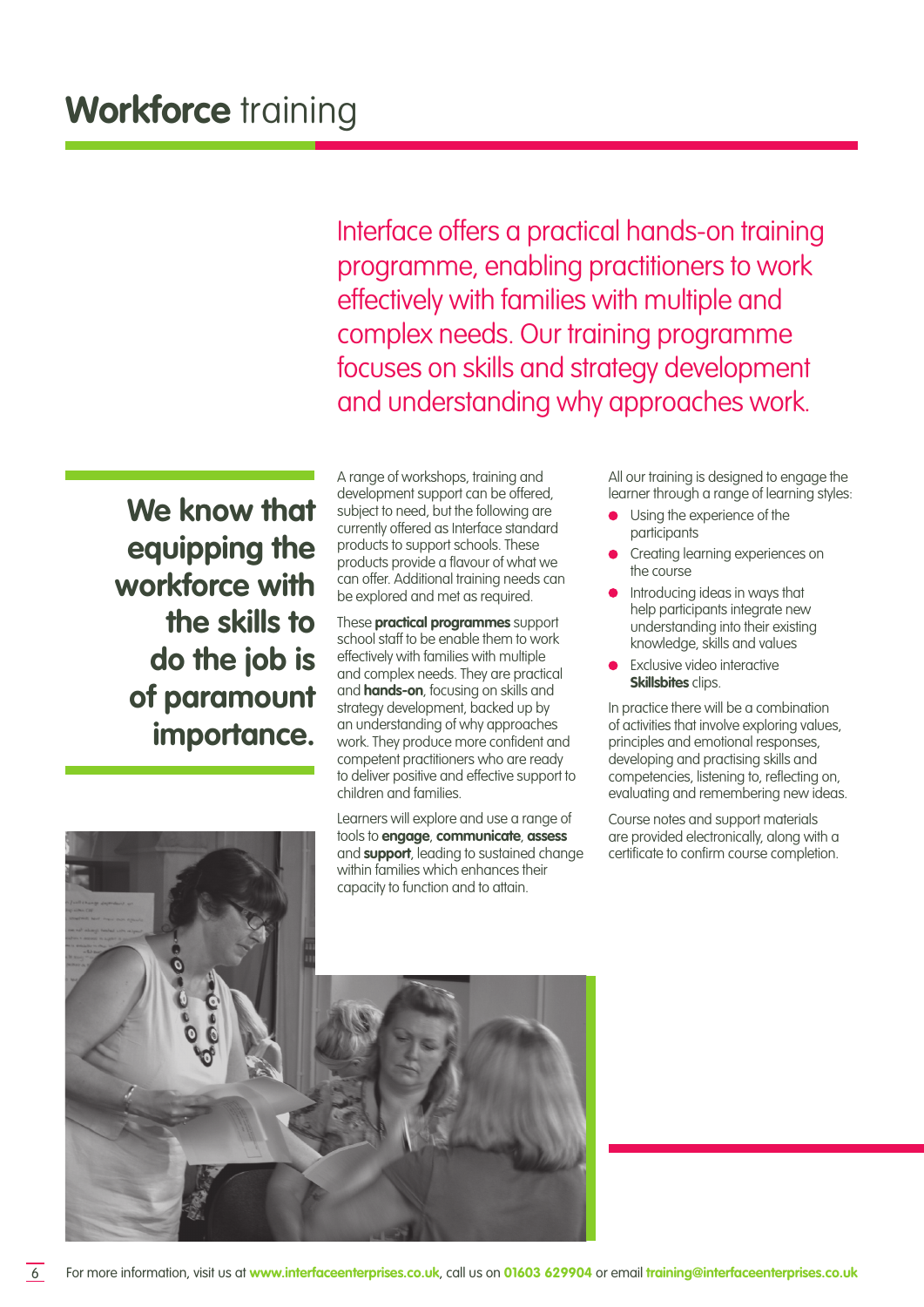# **Workforce** training

Interface offers a practical hands-on training programme, enabling practitioners to work effectively with families with multiple and complex needs. Our training programme focuses on skills and strategy development and understanding why approaches work.

**We know that equipping the workforce with the skills to do the job is of paramount importance.**

A range of workshops, training and development support can be offered, subject to need, but the following are currently offered as Interface standard products to support schools. These products provide a flavour of what we can offer. Additional training needs can be explored and met as required.

These **practical programmes** support school staff to be enable them to work effectively with families with multiple and complex needs. They are practical and **hands-on**, focusing on skills and strategy development, backed up by an understanding of why approaches work. They produce more confident and competent practitioners who are ready to deliver positive and effective support to children and families.

Learners will explore and use a range of tools to **engage**, **communicate**, **assess** and **support**, leading to sustained change within families which enhances their capacity to function and to attain.

All our training is designed to engage the learner through a range of learning styles:

- Using the experience of the participants
- Creating learning experiences on the course
- Introducing ideas in ways that help participants integrate new understanding into their existing knowledge, skills and values
- Exclusive video interactive **Skillsbites** clips.

In practice there will be a combination of activities that involve exploring values, principles and emotional responses, developing and practising skills and competencies, listening to, reflecting on, evaluating and remembering new ideas.

Course notes and support materials are provided electronically, along with a certificate to confirm course completion.

For more information, visit us at **www.interfaceenterprises.co.uk**, call us on **01603 629904** or email **training@interfaceenterprises.co.uk**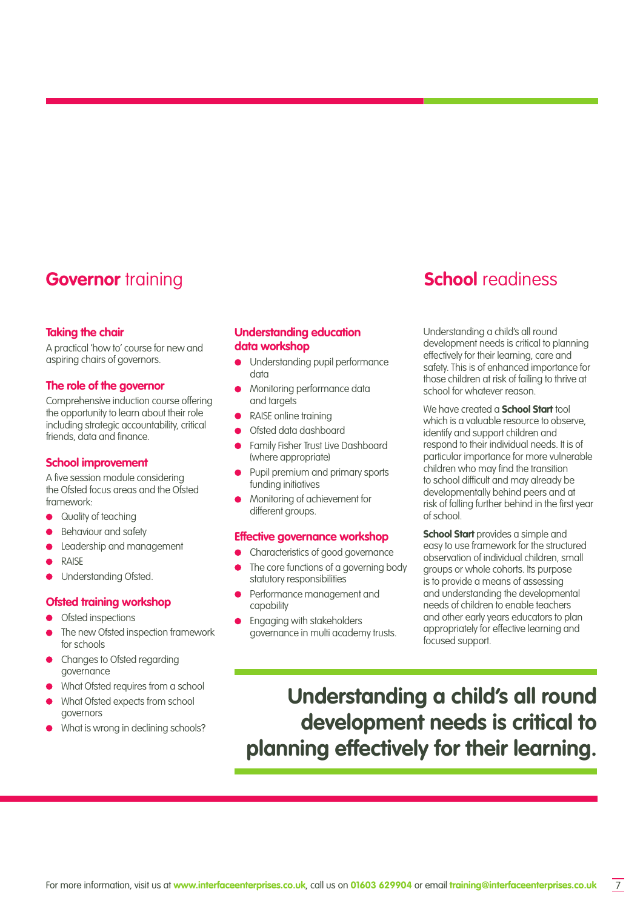## Governor training

### Taking the chair

A practical 'how to' course for new and aspiring chairs of governors.

### The role of the governor

Comprehensive induction course offering the opportunity to learn about their role including strategic accountability, critical friends, data and finance.

### School improvement

A five session module considering the Ofsted focus areas and the Ofsted framework:

- Quality of teaching
- Behaviour and safety
- Leadership and management
- RAISE
- Understanding Ofsted.

### Ofsted training workshop

- Ofsted inspections
- The new Ofsted inspection framework for schools
- Changes to Ofsted regarding governance
- What Ofsted requires from a school
- What Ofsted expects from school governors
- What is wrong in declining schools?

### Understanding education data workshop

- Understanding pupil performance data
- Monitoring performance data and targets
- RAISE online training
- Ofsted data dashboard
- Family Fisher Trust Live Dashboard (where appropriate)
- Pupil premium and primary sports funding initiatives
- Monitoring of achievement for different groups.

### Effective governance workshop

- Characteristics of good governance
- The core functions of a governing body statutory responsibilities
- Performance management and capability
- Engaging with stakeholders governance in multi academy trusts.

## School readiness

Understanding a child's all round development needs is critical to planning effectively for their learning, care and safety. This is of enhanced importance for those children at risk of failing to thrive at school for whatever reason.

We have created a **School Start** tool which is a valuable resource to observe, identify and support children and respond to their individual needs. It is of particular importance for more vulnerable children who may find the transition to school difficult and may already be developmentally behind peers and at risk of falling further behind in the first year of school.

**School Start** provides a simple and easy to use framework for the structured observation of individual children, small groups or whole cohorts. Its purpose is to provide a means of assessing and understanding the developmental needs of children to enable teachers and other early years educators to plan appropriately for effective learning and focused support.

**Understanding a child's all round development needs is critical to planning effectively for their learning.**

For more information, visit us at www.interfaceenterprises.co.uk, call us on 01603 629904 or email training@interfaceenterprises.co.uk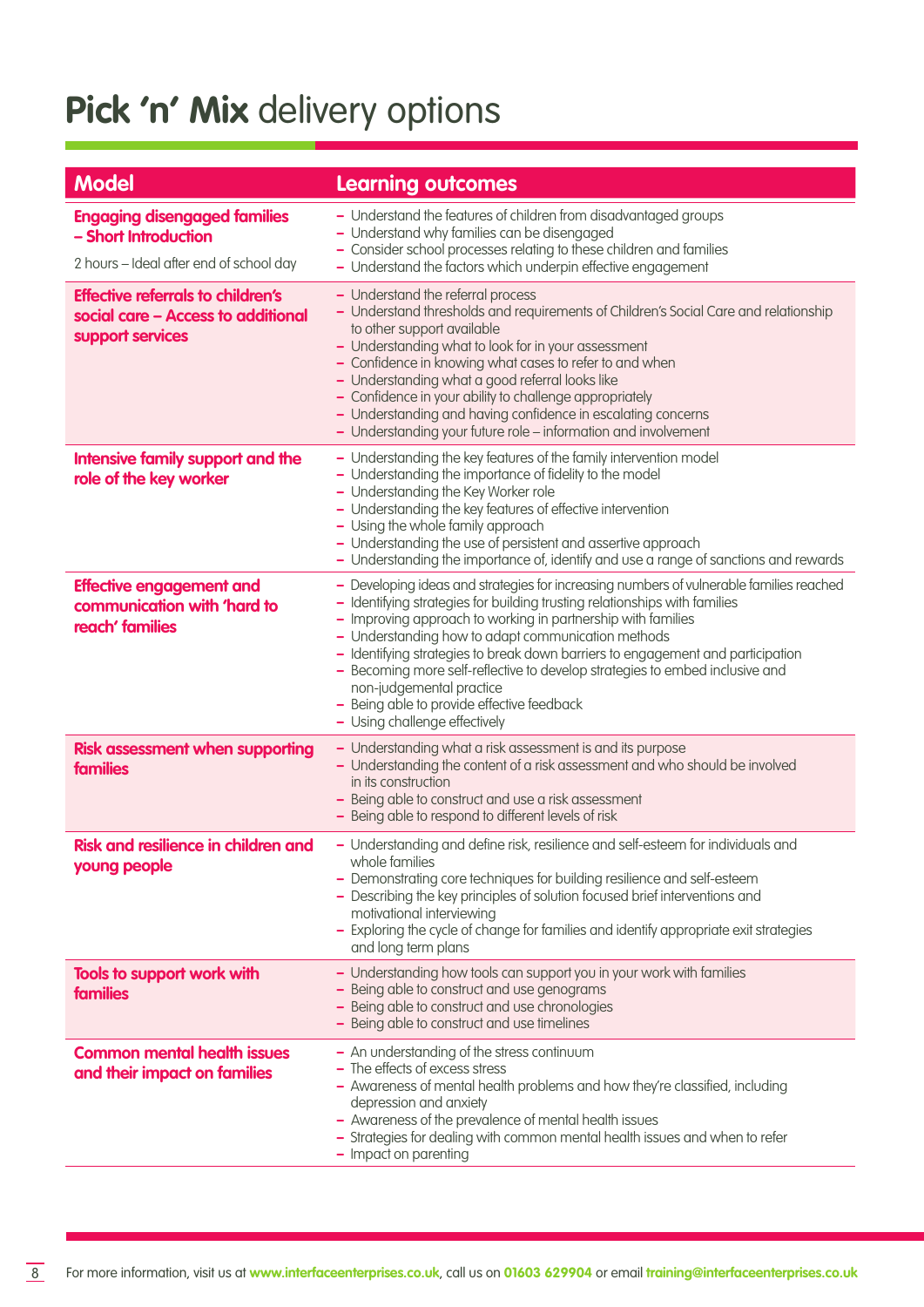# **Pick 'n' Mix** delivery options

| Model | Learning outcomes |
|---|---|
| **Engaging disengaged families – Short Introduction**<br><br>2 hours – Ideal after end of school day | – Understand the features of children from disadvantaged groups<br>– Understand why families can be disengaged<br>– Consider school processes relating to these children and families<br>– Understand the factors which underpin effective engagement |
| **Effective referrals to children's social care – Access to additional support services** | – Understand the referral process<br>– Understand thresholds and requirements of Children's Social Care and relationship to other support available<br>– Understanding what to look for in your assessment<br>– Confidence in knowing what cases to refer to and when<br>– Understanding what a good referral looks like<br>– Confidence in your ability to challenge appropriately<br>– Understanding and having confidence in escalating concerns<br>– Understanding your future role – information and involvement |
| **Intensive family support and the role of the key worker** | – Understanding the key features of the family intervention model<br>– Understanding the importance of fidelity to the model<br>– Understanding the Key Worker role<br>– Understanding the key features of effective intervention<br>– Using the whole family approach<br>– Understanding the use of persistent and assertive approach<br>– Understanding the importance of, identify and use a range of sanctions and rewards |
| **Effective engagement and communication with 'hard to reach' families** | – Developing ideas and strategies for increasing numbers of vulnerable families reached<br>– Identifying strategies for building trusting relationships with families<br>– Improving approach to working in partnership with families<br>– Understanding how to adapt communication methods<br>– Identifying strategies to break down barriers to engagement and participation<br>– Becoming more self-reflective to develop strategies to embed inclusive and non-judgemental practice<br>– Being able to provide effective feedback<br>– Using challenge effectively |
| **Risk assessment when supporting families** | – Understanding what a risk assessment is and its purpose<br>– Understanding the content of a risk assessment and who should be involved in its construction<br>– Being able to construct and use a risk assessment<br>– Being able to respond to different levels of risk |
| **Risk and resilience in children and young people** | – Understanding and define risk, resilience and self-esteem for individuals and whole families<br>– Demonstrating core techniques for building resilience and self-esteem<br>– Describing the key principles of solution focused brief interventions and motivational interviewing<br>– Exploring the cycle of change for families and identify appropriate exit strategies and long term plans |
| **Tools to support work with families** | – Understanding how tools can support you in your work with families<br>– Being able to construct and use genograms<br>– Being able to construct and use chronologies<br>– Being able to construct and use timelines |
| **Common mental health issues and their impact on families** | – An understanding of the stress continuum<br>– The effects of excess stress<br>– Awareness of mental health problems and how they're classified, including depression and anxiety<br>– Awareness of the prevalence of mental health issues<br>– Strategies for dealing with common mental health issues and when to refer<br>– Impact on parenting |

For more information, visit us at **www.interfaceenterprises.co.uk**, call us on **01603 629904** or email **training@interfaceenterprises.co.uk**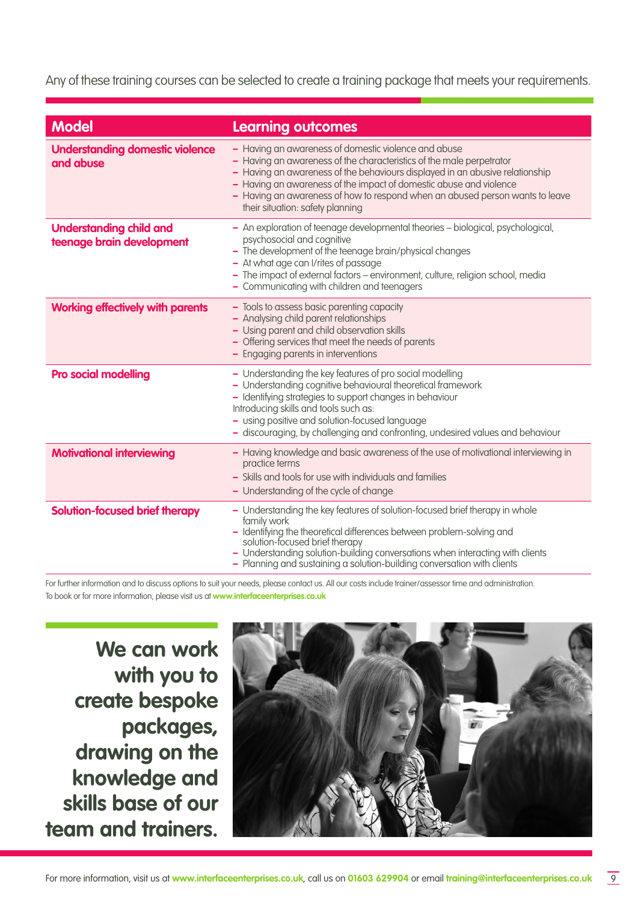Any of these training courses can be selected to create a training package that meets your requirements.

| Model | Learning outcomes |
| --- | --- |
| **Understanding domestic violence and abuse** | – Having an awareness of domestic violence and abuse<br>– Having an awareness of the characteristics of the male perpetrator<br>– Having an awareness of the behaviours displayed in an abusive relationship<br>– Having an awareness of the impact of domestic abuse and violence<br>– Having an awareness of how to respond when an abused person wants to leave their situation: safety planning |
| **Understanding child and teenage brain development** | – An exploration of teenage developmental theories – biological, psychological, psychosocial and cognitive<br>– The development of the teenage brain/physical changes<br>– At what age can I/rites of passage<br>– The impact of external factors – environment, culture, religion school, media<br>– Communicating with children and teenagers |
| **Working effectively with parents** | – Tools to assess basic parenting capacity<br>– Analysing child parent relationships<br>– Using parent and child observation skills<br>– Offering services that meet the needs of parents<br>– Engaging parents in interventions |
| **Pro social modelling** | – Understanding the key features of pro social modelling<br>– Understanding cognitive behavioural theoretical framework<br>– Identifying strategies to support changes in behaviour<br>Introducing skills and tools such as:<br>– using positive and solution-focused language<br>– discouraging, by challenging and confronting, undesired values and behaviour |
| **Motivational interviewing** | – Having knowledge and basic awareness of the use of motivational interviewing in practice terms<br>– Skills and tools for use with individuals and families<br>– Understanding of the cycle of change |
| **Solution-focused brief therapy** | – Understanding the key features of solution-focused brief therapy in whole family work<br>– Identifying the theoretical differences between problem-solving and solution-focused brief therapy<br>– Understanding solution-building conversations when interacting with clients<br>– Planning and sustaining a solution-building conversation with clients |

For further information and to discuss options to suit your needs, please contact us. All our costs include trainer/assessor time and administration.
To book or for more information, please visit us at **www.interfaceenterprises.co.uk**

**We can work with you to create bespoke packages, drawing on the knowledge and skills base of our team and trainers.**

For more information, visit us at **www.interfaceenterprises.co.uk**, call us on **01603 629904** or email **training@interfaceenterprises.co.uk**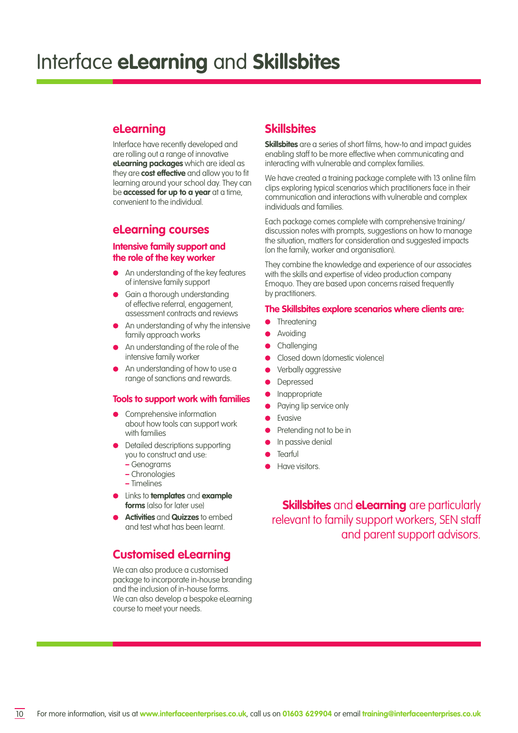# Interface **eLearning** and **Skillsbites**

## eLearning

Interface have recently developed and are rolling out a range of innovative **eLearning packages** which are ideal as they are **cost effective** and allow you to fit learning around your school day. They can be **accessed for up to a year** at a time, convenient to the individual.

## eLearning courses

### Intensive family support and the role of the key worker

- An understanding of the key features of intensive family support
- Gain a thorough understanding of effective referral, engagement, assessment contracts and reviews
- An understanding of why the intensive family approach works
- An understanding of the role of the intensive family worker
- An understanding of how to use a range of sanctions and rewards.

### Tools to support work with families

- Comprehensive information about how tools can support work with families
- Detailed descriptions supporting you to construct and use:
  - Genograms
  - Chronologies
  - Timelines
- Links to **templates** and **example forms** (also for later use)
- **Activities** and **Quizzes** to embed and test what has been learnt.

## Customised eLearning

We can also produce a customised package to incorporate in-house branding and the inclusion of in-house forms. We can also develop a bespoke eLearning course to meet your needs.

## Skillsbites

**Skillsbites** are a series of short films, how-to and impact guides enabling staff to be more effective when communicating and interacting with vulnerable and complex families.

We have created a training package complete with 13 online film clips exploring typical scenarios which practitioners face in their communication and interactions with vulnerable and complex individuals and families.

Each package comes complete with comprehensive training/discussion notes with prompts, suggestions on how to manage the situation, matters for consideration and suggested impacts (on the family, worker and organisation).

They combine the knowledge and experience of our associates with the skills and expertise of video production company Emoquo. They are based upon concerns raised frequently by practitioners.

### The Skillsbites explore scenarios where clients are:

- Threatening
- Avoiding
- Challenging
- Closed down (domestic violence)
- Verbally aggressive
- Depressed
- Inappropriate
- Paying lip service only
- Evasive
- Pretending not to be in
- In passive denial
- Tearful
- Have visitors.

**Skillsbites** and **eLearning** are particularly relevant to family support workers, SEN staff and parent support advisors.

For more information, visit us at **www.interfaceenterprises.co.uk**, call us on **01603 629904** or email **training@interfaceenterprises.co.uk**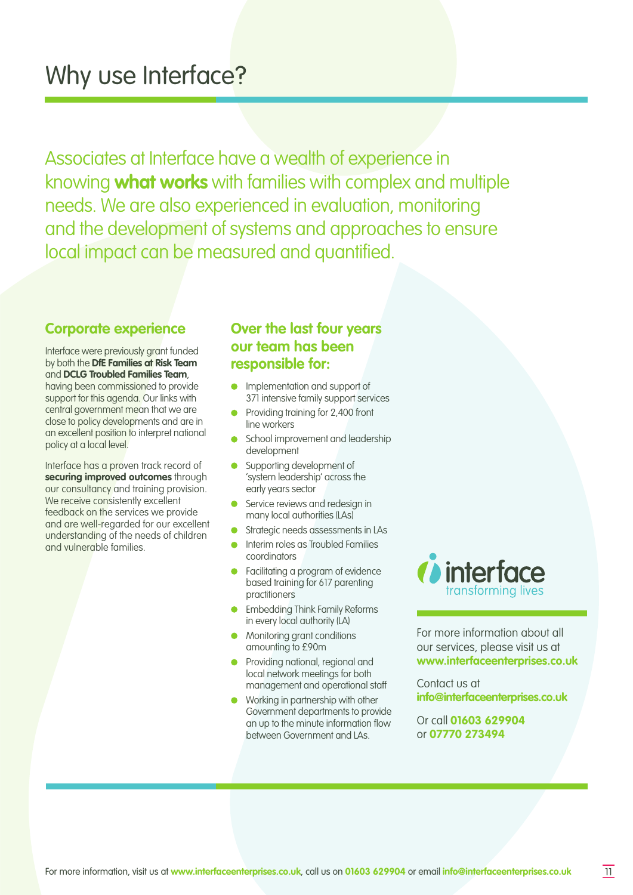# Why use Interface?

Associates at Interface have a wealth of experience in knowing **what works** with families with complex and multiple needs. We are also experienced in evaluation, monitoring and the development of systems and approaches to ensure local impact can be measured and quantified.

## Corporate experience

Interface were previously grant funded by both the **DfE Families at Risk Team** and **DCLG Troubled Families Team**, having been commissioned to provide support for this agenda. Our links with central government mean that we are close to policy developments and are in an excellent position to interpret national policy at a local level.

Interface has a proven track record of **securing improved outcomes** through our consultancy and training provision. We receive consistently excellent feedback on the services we provide and are well-regarded for our excellent understanding of the needs of children and vulnerable families.

## Over the last four years our team has been responsible for:

- Implementation and support of 371 intensive family support services
- Providing training for 2,400 front line workers
- School improvement and leadership development
- Supporting development of 'system leadership' across the early years sector
- Service reviews and redesign in many local authorities (LAs)
- Strategic needs assessments in LAs
- Interim roles as Troubled Families coordinators
- Facilitating a program of evidence based training for 617 parenting practitioners
- Embedding Think Family Reforms in every local authority (LA)
- Monitoring grant conditions amounting to £90m
- Providing national, regional and local network meetings for both management and operational staff
- Working in partnership with other Government departments to provide an up to the minute information flow between Government and LAs.

interface
transforming lives

For more information about all our services, please visit us at **www.interfaceenterprises.co.uk**

Contact us at **info@interfaceenterprises.co.uk**

Or call **01603 629904** or **07770 273494**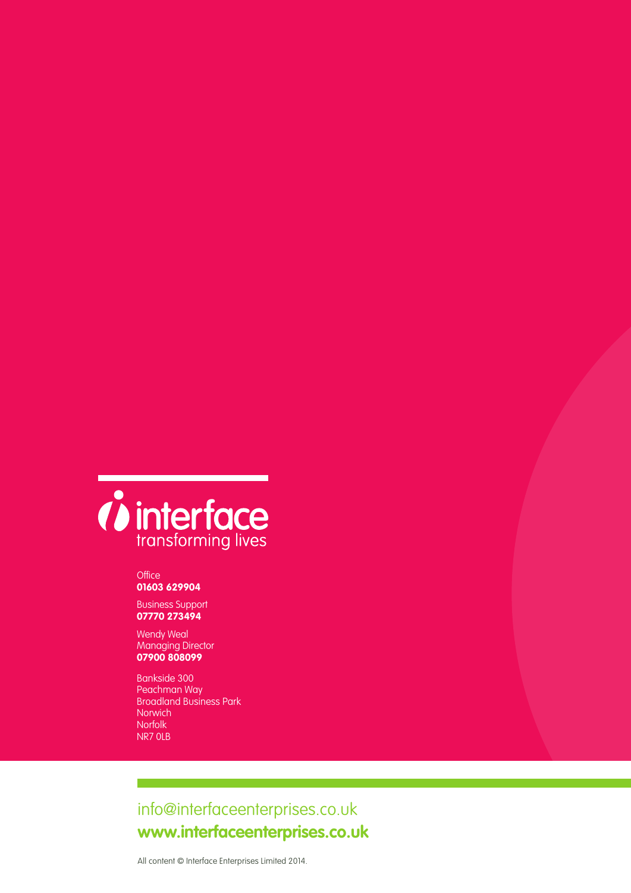interface
transforming lives

Office
**01603 629904**

Business Support
**07770 273494**

Wendy Weal
Managing Director
**07900 808099**

Bankside 300
Peachman Way
Broadland Business Park
Norwich
Norfolk
NR7 0LB

info@interfaceenterprises.co.uk
**www.interfaceenterprises.co.uk**

All content © Interface Enterprises Limited 2014.